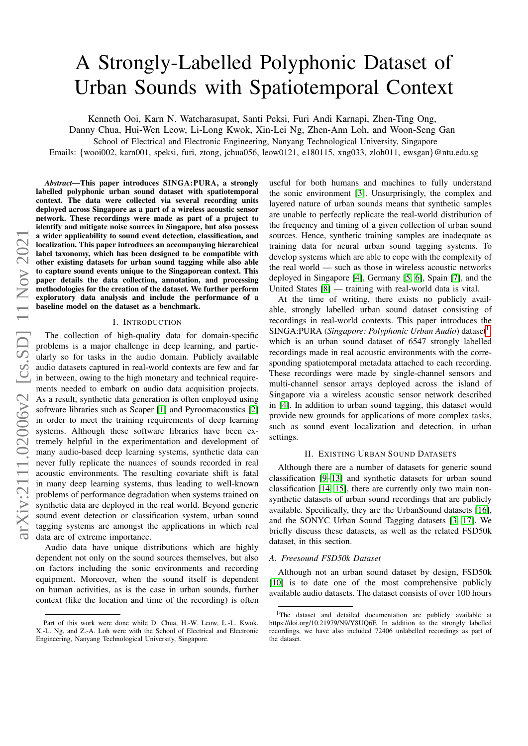# A Strongly-Labelled Polyphonic Dataset of Urban Sounds with Spatiotemporal Context

Kenneth Ooi, Karn N. Watcharasupat, Santi Peksi, Furi Andi Karnapi, Zhen-Ting Ong, Danny Chua, Hui-Wen Leow, Li-Long Kwok, Xin-Lei Ng, Zhen-Ann Loh, and Woon-Seng Gan

School of Electrical and Electronic Engineering, Nanyang Technological University, Singapore

Emails: {wooi002, karn001, speksi, furi, ztong, jchua056, leow0121, e180115, xng033, zloh011, ewsgan}@ntu.edu.sg

***Abstract*—This paper introduces SINGA:PURA, a strongly labelled polyphonic urban sound dataset with spatiotemporal context. The data were collected via several recording units deployed across Singapore as a part of a wireless acoustic sensor network. These recordings were made as part of a project to identify and mitigate noise sources in Singapore, but also possess a wider applicability to sound event detection, classification, and localization. This paper introduces an accompanying hierarchical label taxonomy, which has been designed to be compatible with other existing datasets for urban sound tagging while also able to capture sound events unique to the Singaporean context. This paper details the data collection, annotation, and processing methodologies for the creation of the dataset. We further perform exploratory data analysis and include the performance of a baseline model on the dataset as a benchmark.**

## I. Introduction

The collection of high-quality data for domain-specific problems is a major challenge in deep learning, and particularly so for tasks in the audio domain. Publicly available audio datasets captured in real-world contexts are few and far in between, owing to the high monetary and technical requirements needed to embark on audio data acquisition projects. As a result, synthetic data generation is often employed using software libraries such as Scaper [1] and Pyroomacoustics [2] in order to meet the training requirements of deep learning systems. Although these software libraries have been extremely helpful in the experimentation and development of many audio-based deep learning systems, synthetic data can never fully replicate the nuances of sounds recorded in real acoustic environments. The resulting covariate shift is fatal in many deep learning systems, thus leading to well-known problems of performance degradation when systems trained on synthetic data are deployed in the real world. Beyond generic sound event detection or classification system, urban sound tagging systems are amongst the applications in which real data are of extreme importance.

Audio data have unique distributions which are highly dependent not only on the sound sources themselves, but also on factors including the sonic environments and recording equipment. Moreover, when the sound itself is dependent on human activities, as is the case in urban sounds, further context (like the location and time of the recording) is often useful for both humans and machines to fully understand the sonic environment [3]. Unsurprisingly, the complex and layered nature of urban sounds means that synthetic samples are unable to perfectly replicate the real-world distribution of the frequency and timing of a given collection of urban sound sources. Hence, synthetic training samples are inadequate as training data for neural urban sound tagging systems. To develop systems which are able to cope with the complexity of the real world — such as those in wireless acoustic networks deployed in Singapore [4], Germany [5, 6], Spain [7], and the United States [8] — training with real-world data is vital.

At the time of writing, there exists no publicly available, strongly labelled urban sound dataset consisting of recordings in real-world contexts. This paper introduces the SINGA:PURA (*Singapore: Polyphonic Urban Audio*) dataset[1], which is an urban sound dataset of 6547 strongly labelled recordings made in real acoustic environments with the corresponding spatiotemporal metadata attached to each recording. These recordings were made by single-channel sensors and multi-channel sensor arrays deployed across the island of Singapore via a wireless acoustic sensor network described in [4]. In addition to urban sound tagging, this dataset would provide new grounds for applications of more complex tasks, such as sound event localization and detection, in urban settings.

## II. Existing Urban Sound Datasets

Although there are a number of datasets for generic sound classification [9–13] and synthetic datasets for urban sound classification [14, 15], there are currently only two main non-synthetic datasets of urban sound recordings that are publicly available. Specifically, they are the UrbanSound datasets [16], and the SONYC Urban Sound Tagging datasets [3, 17]. We briefly discuss these datasets, as well as the related FSD50k dataset, in this section.

### *A. Freesound FSD50k Dataset*

Although not an urban sound dataset by design, FSD50k [10] is to date one of the most comprehensive publicly available audio datasets. The dataset consists of over 100 hours

---

Part of this work were done while D. Chua, H.-W. Leow, L.-L. Kwok, X.-L. Ng, and Z.-A. Loh were with the School of Electrical and Electronic Engineering, Nanyang Technological University, Singapore.

[1] The dataset and detailed documentation are publicly available at https://doi.org/10.21979/N9/Y8UQ6F. In addition to the strongly labelled recordings, we have also included 72406 unlabelled recordings as part of the dataset.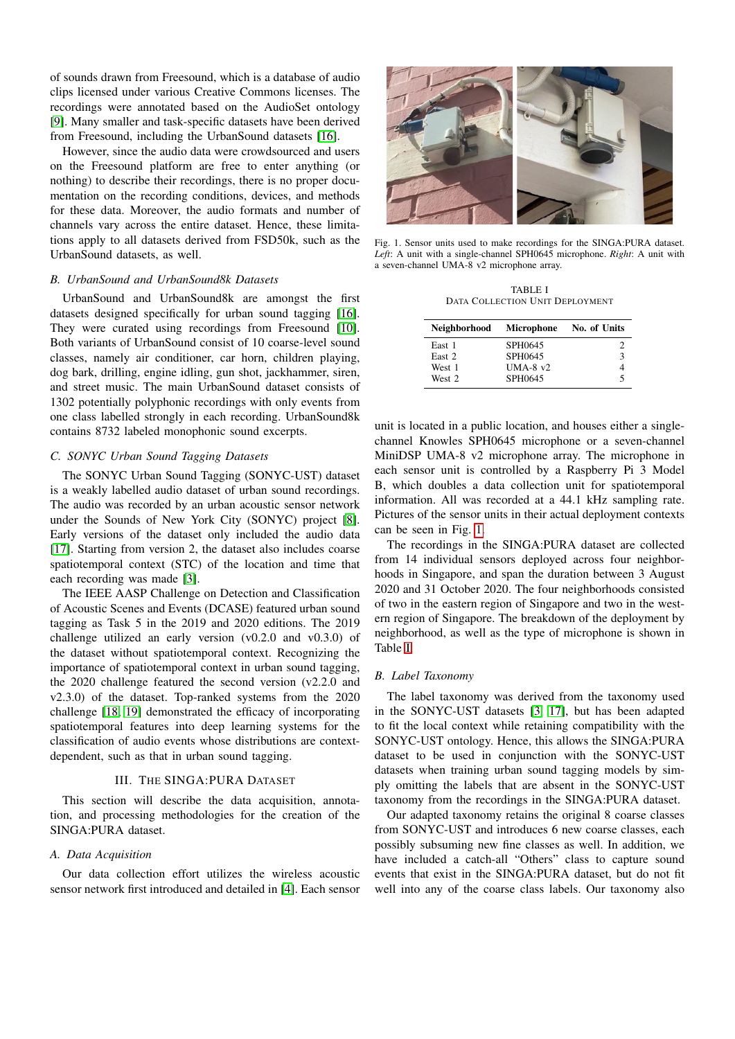of sounds drawn from Freesound, which is a database of audio clips licensed under various Creative Commons licenses. The recordings were annotated based on the AudioSet ontology [9]. Many smaller and task-specific datasets have been derived from Freesound, including the UrbanSound datasets [16].

However, since the audio data were crowdsourced and users on the Freesound platform are free to enter anything (or nothing) to describe their recordings, there is no proper documentation on the recording conditions, devices, and methods for these data. Moreover, the audio formats and number of channels vary across the entire dataset. Hence, these limitations apply to all datasets derived from FSD50k, such as the UrbanSound datasets, as well.

### B. UrbanSound and UrbanSound8k Datasets

UrbanSound and UrbanSound8k are amongst the first datasets designed specifically for urban sound tagging [16]. They were curated using recordings from Freesound [10]. Both variants of UrbanSound consist of 10 coarse-level sound classes, namely air conditioner, car horn, children playing, dog bark, drilling, engine idling, gun shot, jackhammer, siren, and street music. The main UrbanSound dataset consists of 1302 potentially polyphonic recordings with only events from one class labelled strongly in each recording. UrbanSound8k contains 8732 labeled monophonic sound excerpts.

### C. SONYC Urban Sound Tagging Datasets

The SONYC Urban Sound Tagging (SONYC-UST) dataset is a weakly labelled audio dataset of urban sound recordings. The audio was recorded by an urban acoustic sensor network under the Sounds of New York City (SONYC) project [8]. Early versions of the dataset only included the audio data [17]. Starting from version 2, the dataset also includes coarse spatiotemporal context (STC) of the location and time that each recording was made [3].

The IEEE AASP Challenge on Detection and Classification of Acoustic Scenes and Events (DCASE) featured urban sound tagging as Task 5 in the 2019 and 2020 editions. The 2019 challenge utilized an early version (v0.2.0 and v0.3.0) of the dataset without spatiotemporal context. Recognizing the importance of spatiotemporal context in urban sound tagging, the 2020 challenge featured the second version (v2.2.0 and v2.3.0) of the dataset. Top-ranked systems from the 2020 challenge [18] [19] demonstrated the efficacy of incorporating spatiotemporal features into deep learning systems for the classification of audio events whose distributions are context-dependent, such as that in urban sound tagging.

## III. The SINGA:PURA Dataset

This section will describe the data acquisition, annotation, and processing methodologies for the creation of the SINGA:PURA dataset.

### A. Data Acquisition

Our data collection effort utilizes the wireless acoustic sensor network first introduced and detailed in [4]. Each sensor unit is located in a public location, and houses either a single-channel Knowles SPH0645 microphone or a seven-channel MiniDSP UMA-8 v2 microphone array. The microphone in each sensor unit is controlled by a Raspberry Pi 3 Model B, which doubles a data collection unit for spatiotemporal information. All was recorded at a 44.1 kHz sampling rate. Pictures of the sensor units in their actual deployment contexts can be seen in Fig. 1.

Fig. 1. Sensor units used to make recordings for the SINGA:PURA dataset. *Left*: A unit with a single-channel SPH0645 microphone. *Right*: A unit with a seven-channel UMA-8 v2 microphone array.

TABLE I
Data Collection Unit Deployment

| Neighborhood | Microphone | No. of Units |
|---|---|---|
| East 1 | SPH0645 | 2 |
| East 2 | SPH0645 | 3 |
| West 1 | UMA-8 v2 | 4 |
| West 2 | SPH0645 | 5 |

The recordings in the SINGA:PURA dataset are collected from 14 individual sensors deployed across four neighborhoods in Singapore, and span the duration between 3 August 2020 and 31 October 2020. The four neighborhoods consisted of two in the eastern region of Singapore and two in the western region of Singapore. The breakdown of the deployment by neighborhood, as well as the type of microphone is shown in Table I.

### B. Label Taxonomy

The label taxonomy was derived from the taxonomy used in the SONYC-UST datasets [3] [17], but has been adapted to fit the local context while retaining compatibility with the SONYC-UST ontology. Hence, this allows the SINGA:PURA dataset to be used in conjunction with the SONYC-UST datasets when training urban sound tagging models by simply omitting the labels that are absent in the SONYC-UST taxonomy from the recordings in the SINGA:PURA dataset.

Our adapted taxonomy retains the original 8 coarse classes from SONYC-UST and introduces 6 new coarse classes, each possibly subsuming new fine classes as well. In addition, we have included a catch-all "Others" class to capture sound events that exist in the SINGA:PURA dataset, but do not fit well into any of the coarse class labels. Our taxonomy also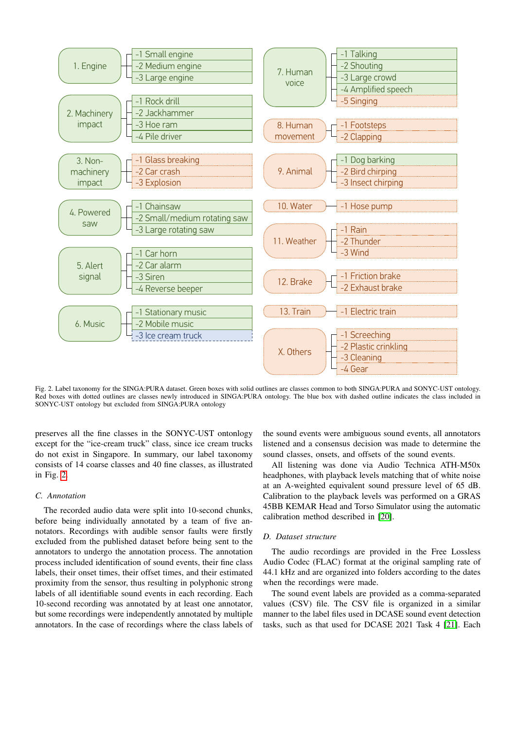- 1. Engine
  - -1 Small engine
  - -2 Medium engine
  - -3 Large engine
- 2. Machinery impact
  - -1 Rock drill
  - -2 Jackhammer
  - -3 Hoe ram
  - -4 Pile driver
- 3. Non-machinery impact
  - -1 Glass breaking
  - -2 Car crash
  - -3 Explosion
- 4. Powered saw
  - -1 Chainsaw
  - -2 Small/medium rotating saw
  - -3 Large rotating saw
- 5. Alert signal
  - -1 Car horn
  - -2 Car alarm
  - -3 Siren
  - -4 Reverse beeper
- 6. Music
  - -1 Stationary music
  - -2 Mobile music
  - -3 Ice cream truck
- 7. Human voice
  - -1 Talking
  - -2 Shouting
  - -3 Large crowd
  - -4 Amplified speech
  - -5 Singing
- 8. Human movement
  - -1 Footsteps
  - -2 Clapping
- 9. Animal
  - -1 Dog barking
  - -2 Bird chirping
  - -3 Insect chirping
- 10. Water
  - -1 Hose pump
- 11. Weather
  - -1 Rain
  - -2 Thunder
  - -3 Wind
- 12. Brake
  - -1 Friction brake
  - -2 Exhaust brake
- 13. Train
  - -1 Electric train
- X. Others
  - -1 Screeching
  - -2 Plastic crinkling
  - -3 Cleaning
  - -4 Gear

Fig. 2. Label taxonomy for the SINGA:PURA dataset. Green boxes with solid outlines are classes common to both SINGA:PURA and SONYC-UST ontology. Red boxes with dotted outlines are classes newly introduced in SINGA:PURA ontology. The blue box with dashed outline indicates the class included in SONYC-UST ontology but excluded from SINGA:PURA ontology

preserves all the fine classes in the SONYC-UST ontonlogy except for the "ice-cream truck" class, since ice cream trucks do not exist in Singapore. In summary, our label taxonomy consists of 14 coarse classes and 40 fine classes, as illustrated in Fig. 2.

### C. Annotation

The recorded audio data were split into 10-second chunks, before being individually annotated by a team of five annotators. Recordings with audible sensor faults were firstly excluded from the published dataset before being sent to the annotators to undergo the annotation process. The annotation process included identification of sound events, their fine class labels, their onset times, their offset times, and their estimated proximity from the sensor, thus resulting in polyphonic strong labels of all identifiable sound events in each recording. Each 10-second recording was annotated by at least one annotator, but some recordings were independently annotated by multiple annotators. In the case of recordings where the class labels of the sound events were ambiguous sound events, all annotators listened and a consensus decision was made to determine the sound classes, onsets, and offsets of the sound events.

All listening was done via Audio Technica ATH-M50x headphones, with playback levels matching that of white noise at an A-weighted equivalent sound pressure level of 65 dB. Calibration to the playback levels was performed on a GRAS 45BB KEMAR Head and Torso Simulator using the automatic calibration method described in [20].

### D. Dataset structure

The audio recordings are provided in the Free Lossless Audio Codec (FLAC) format at the original sampling rate of 44.1 kHz and are organized into folders according to the dates when the recordings were made.

The sound event labels are provided as a comma-separated values (CSV) file. The CSV file is organized in a similar manner to the label files used in DCASE sound event detection tasks, such as that used for DCASE 2021 Task 4 [21]. Each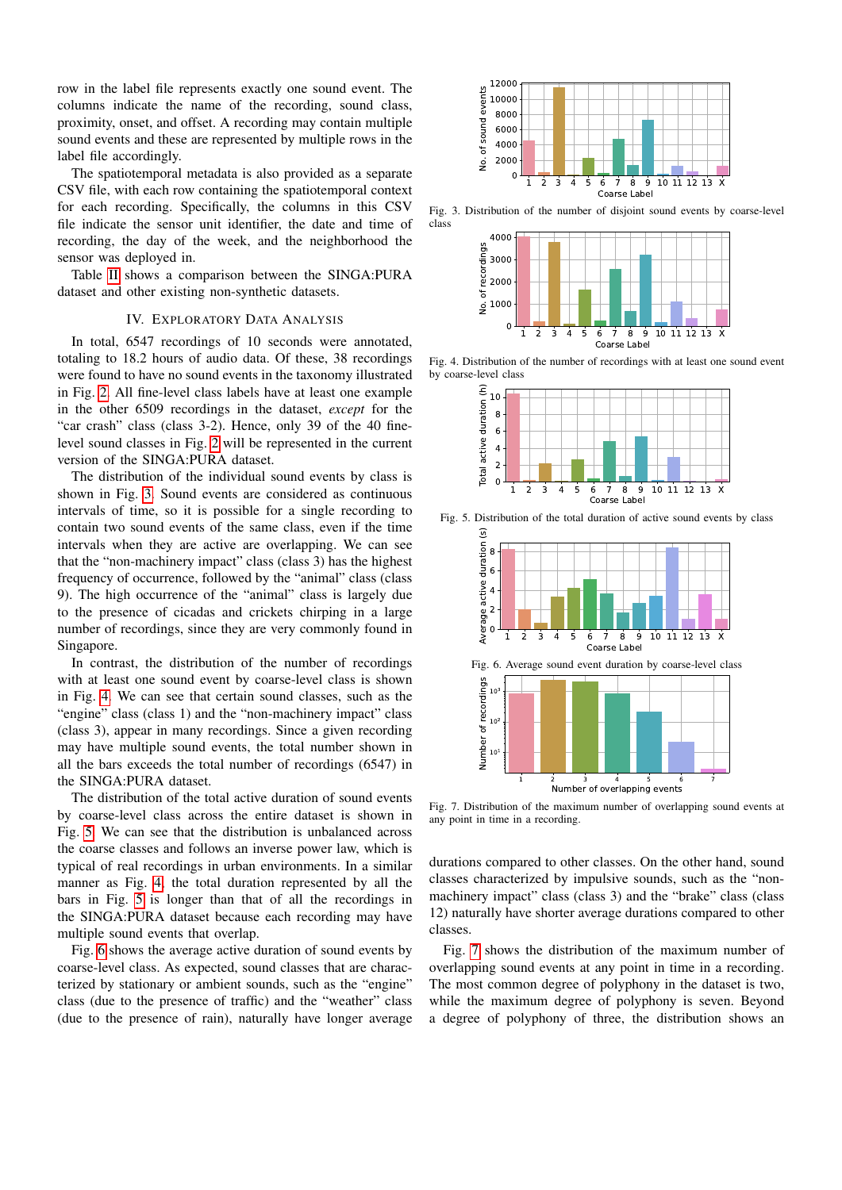row in the label file represents exactly one sound event. The columns indicate the name of the recording, sound class, proximity, onset, and offset. A recording may contain multiple sound events and these are represented by multiple rows in the label file accordingly.

The spatiotemporal metadata is also provided as a separate CSV file, with each row containing the spatiotemporal context for each recording. Specifically, the columns in this CSV file indicate the sensor unit identifier, the date and time of recording, the day of the week, and the neighborhood the sensor was deployed in.

Table II shows a comparison between the SINGA:PURA dataset and other existing non-synthetic datasets.

## IV. Exploratory Data Analysis

In total, 6547 recordings of 10 seconds were annotated, totaling to 18.2 hours of audio data. Of these, 38 recordings were found to have no sound events in the taxonomy illustrated in Fig. 2. All fine-level class labels have at least one example in the other 6509 recordings in the dataset, *except* for the "car crash" class (class 3-2). Hence, only 39 of the 40 fine-level sound classes in Fig. 2 will be represented in the current version of the SINGA:PURA dataset.

The distribution of the individual sound events by class is shown in Fig. 3. Sound events are considered as continuous intervals of time, so it is possible for a single recording to contain two sound events of the same class, even if the time intervals when they are active are overlapping. We can see that the "non-machinery impact" class (class 3) has the highest frequency of occurrence, followed by the "animal" class (class 9). The high occurrence of the "animal" class is largely due to the presence of cicadas and crickets chirping in a large number of recordings, since they are very commonly found in Singapore.

In contrast, the distribution of the number of recordings with at least one sound event by coarse-level class is shown in Fig. 4. We can see that certain sound classes, such as the "engine" class (class 1) and the "non-machinery impact" class (class 3), appear in many recordings. Since a given recording may have multiple sound events, the total number shown in all the bars exceeds the total number of recordings (6547) in the SINGA:PURA dataset.

The distribution of the total active duration of sound events by coarse-level class across the entire dataset is shown in Fig. 5. We can see that the distribution is unbalanced across the coarse classes and follows an inverse power law, which is typical of real recordings in urban environments. In a similar manner as Fig. 4, the total duration represented by all the bars in Fig. 5 is longer than that of all the recordings in the SINGA:PURA dataset because each recording may have multiple sound events that overlap.

Fig. 6 shows the average active duration of sound events by coarse-level class. As expected, sound classes that are characterized by stationary or ambient sounds, such as the "engine" class (due to the presence of traffic) and the "weather" class (due to the presence of rain), naturally have longer average durations compared to other classes. On the other hand, sound classes characterized by impulsive sounds, such as the "non-machinery impact" class (class 3) and the "brake" class (class 12) naturally have shorter average durations compared to other classes.

Fig. 7 shows the distribution of the maximum number of overlapping sound events at any point in time in a recording. The most common degree of polyphony in the dataset is two, while the maximum degree of polyphony is seven. Beyond a degree of polyphony of three, the distribution shows an

Fig. 3. Distribution of the number of disjoint sound events by coarse-level class

Fig. 4. Distribution of the number of recordings with at least one sound event by coarse-level class

Fig. 5. Distribution of the total duration of active sound events by class

Fig. 6. Average sound event duration by coarse-level class

Fig. 7. Distribution of the maximum number of overlapping sound events at any point in time in a recording.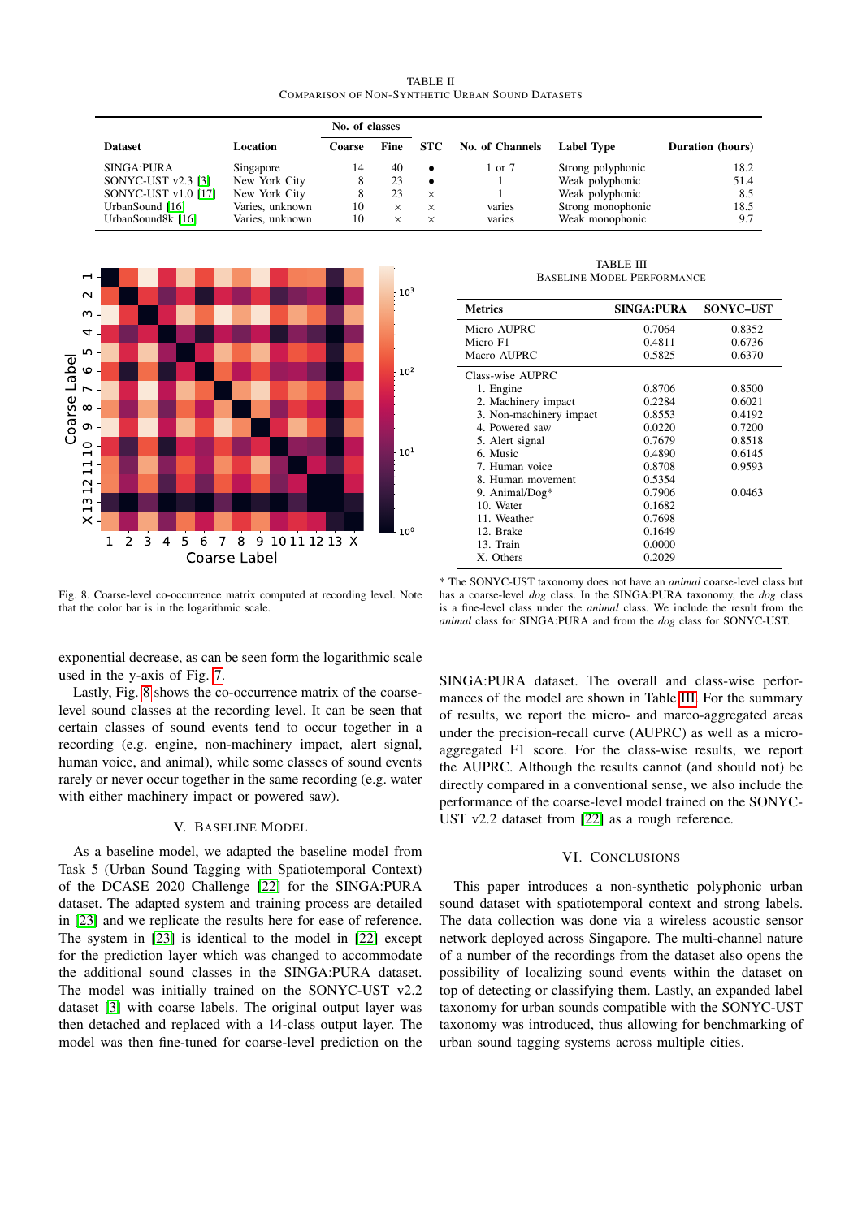TABLE II
COMPARISON OF NON-SYNTHETIC URBAN SOUND DATASETS

| Dataset | Location | No. of classes | | STC | No. of Channels | Label Type | Duration (hours) |
|---|---|---|---|---|---|---|---|
| | | Coarse | Fine | | | | |
| SINGA:PURA | Singapore | 14 | 40 | • | 1 or 7 | Strong polyphonic | 18.2 |
| SONYC-UST v2.3 [3] | New York City | 8 | 23 | • | 1 | Weak polyphonic | 51.4 |
| SONYC-UST v1.0 [17] | New York City | 8 | 23 | × | 1 | Weak polyphonic | 8.5 |
| UrbanSound [16] | Varies, unknown | 10 | × | × | varies | Strong monophonic | 18.5 |
| UrbanSound8k [16] | Varies, unknown | 10 | × | × | varies | Weak monophonic | 9.7 |

Fig. 8. Coarse-level co-occurrence matrix computed at recording level. Note that the color bar is in the logarithmic scale.

TABLE III
BASELINE MODEL PERFORMANCE

| Metrics | SINGA:PURA | SONYC–UST |
|---|---|---|
| Micro AUPRC | 0.7064 | 0.8352 |
| Micro F1 | 0.4811 | 0.6736 |
| Macro AUPRC | 0.5825 | 0.6370 |
| Class-wise AUPRC | | |
| 1. Engine | 0.8706 | 0.8500 |
| 2. Machinery impact | 0.2284 | 0.6021 |
| 3. Non-machinery impact | 0.8553 | 0.4192 |
| 4. Powered saw | 0.0220 | 0.7200 |
| 5. Alert signal | 0.7679 | 0.8518 |
| 6. Music | 0.4890 | 0.6145 |
| 7. Human voice | 0.8708 | 0.9593 |
| 8. Human movement | 0.5354 | |
| 9. Animal/Dog* | 0.7906 | 0.0463 |
| 10. Water | 0.1682 | |
| 11. Weather | 0.7698 | |
| 12. Brake | 0.1649 | |
| 13. Train | 0.0000 | |
| X. Others | 0.2029 | |

\* The SONYC-UST taxonomy does not have an *animal* coarse-level class but has a coarse-level *dog* class. In the SINGA:PURA taxonomy, the *dog* class is a fine-level class under the *animal* class. We include the result from the *animal* class for SINGA:PURA and from the *dog* class for SONYC-UST.

exponential decrease, as can be seen form the logarithmic scale used in the y-axis of Fig. 7.

Lastly, Fig. 8 shows the co-occurrence matrix of the coarse-level sound classes at the recording level. It can be seen that certain classes of sound events tend to occur together in a recording (e.g. engine, non-machinery impact, alert signal, human voice, and animal), while some classes of sound events rarely or never occur together in the same recording (e.g. water with either machinery impact or powered saw).

## V. BASELINE MODEL

As a baseline model, we adapted the baseline model from Task 5 (Urban Sound Tagging with Spatiotemporal Context) of the DCASE 2020 Challenge [22] for the SINGA:PURA dataset. The adapted system and training process are detailed in [23] and we replicate the results here for ease of reference. The system in [23] is identical to the model in [22] except for the prediction layer which was changed to accommodate the additional sound classes in the SINGA:PURA dataset. The model was initially trained on the SONYC-UST v2.2 dataset [3] with coarse labels. The original output layer was then detached and replaced with a 14-class output layer. The model was then fine-tuned for coarse-level prediction on the SINGA:PURA dataset. The overall and class-wise performances of the model are shown in Table III. For the summary of results, we report the micro- and marco-aggregated areas under the precision-recall curve (AUPRC) as well as a micro-aggregated F1 score. For the class-wise results, we report the AUPRC. Although the results cannot (and should not) be directly compared in a conventional sense, we also include the performance of the coarse-level model trained on the SONYC-UST v2.2 dataset from [22] as a rough reference.

## VI. CONCLUSIONS

This paper introduces a non-synthetic polyphonic urban sound dataset with spatiotemporal context and strong labels. The data collection was done via a wireless acoustic sensor network deployed across Singapore. The multi-channel nature of a number of the recordings from the dataset also opens the possibility of localizing sound events within the dataset on top of detecting or classifying them. Lastly, an expanded label taxonomy for urban sounds compatible with the SONYC-UST taxonomy was introduced, thus allowing for benchmarking of urban sound tagging systems across multiple cities.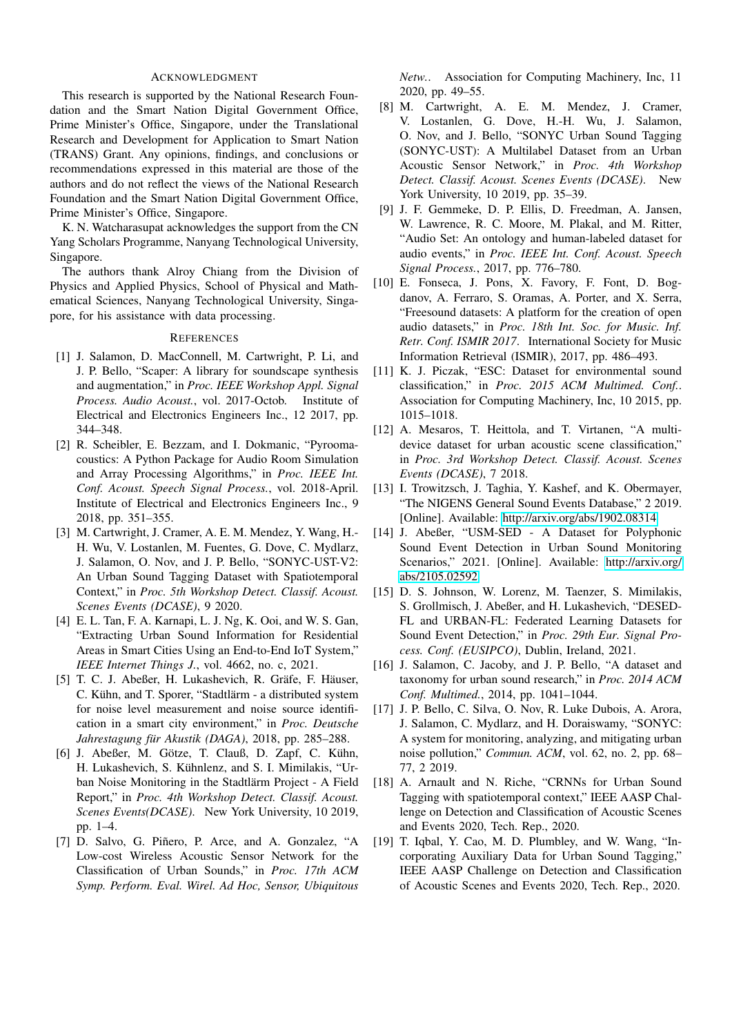## Acknowledgment

This research is supported by the National Research Foundation and the Smart Nation Digital Government Office, Prime Minister's Office, Singapore, under the Translational Research and Development for Application to Smart Nation (TRANS) Grant. Any opinions, findings, and conclusions or recommendations expressed in this material are those of the authors and do not reflect the views of the National Research Foundation and the Smart Nation Digital Government Office, Prime Minister's Office, Singapore.

K. N. Watcharasupat acknowledges the support from the CN Yang Scholars Programme, Nanyang Technological University, Singapore.

The authors thank Alroy Chiang from the Division of Physics and Applied Physics, School of Physical and Mathematical Sciences, Nanyang Technological University, Singapore, for his assistance with data processing.

## References

[1] J. Salamon, D. MacConnell, M. Cartwright, P. Li, and J. P. Bello, "Scaper: A library for soundscape synthesis and augmentation," in *Proc. IEEE Workshop Appl. Signal Process. Audio Acoust.*, vol. 2017-Octob. Institute of Electrical and Electronics Engineers Inc., 12 2017, pp. 344–348.

[2] R. Scheibler, E. Bezzam, and I. Dokmanic, "Pyroomacoustics: A Python Package for Audio Room Simulation and Array Processing Algorithms," in *Proc. IEEE Int. Conf. Acoust. Speech Signal Process.*, vol. 2018-April. Institute of Electrical and Electronics Engineers Inc., 9 2018, pp. 351–355.

[3] M. Cartwright, J. Cramer, A. E. M. Mendez, Y. Wang, H.-H. Wu, V. Lostanlen, M. Fuentes, G. Dove, C. Mydlarz, J. Salamon, O. Nov, and J. P. Bello, "SONYC-UST-V2: An Urban Sound Tagging Dataset with Spatiotemporal Context," in *Proc. 5th Workshop Detect. Classif. Acoust. Scenes Events (DCASE)*, 9 2020.

[4] E. L. Tan, F. A. Karnapi, L. J. Ng, K. Ooi, and W. S. Gan, "Extracting Urban Sound Information for Residential Areas in Smart Cities Using an End-to-End IoT System," *IEEE Internet Things J.*, vol. 4662, no. c, 2021.

[5] T. C. J. Abeßer, H. Lukashevich, R. Gräfe, F. Häuser, C. Kühn, and T. Sporer, "Stadtlärm - a distributed system for noise level measurement and noise source identification in a smart city environment," in *Proc. Deutsche Jahrestagung für Akustik (DAGA)*, 2018, pp. 285–288.

[6] J. Abeßer, M. Götze, T. Clauß, D. Zapf, C. Kühn, H. Lukashevich, S. Kühnlenz, and S. I. Mimilakis, "Urban Noise Monitoring in the Stadtlärm Project - A Field Report," in *Proc. 4th Workshop Detect. Classif. Acoust. Scenes Events(DCASE)*. New York University, 10 2019, pp. 1–4.

[7] D. Salvo, G. Piñero, P. Arce, and A. Gonzalez, "A Low-cost Wireless Acoustic Sensor Network for the Classification of Urban Sounds," in *Proc. 17th ACM Symp. Perform. Eval. Wirel. Ad Hoc, Sensor, Ubiquitous Netw.*. Association for Computing Machinery, Inc, 11 2020, pp. 49–55.

[8] M. Cartwright, A. E. M. Mendez, J. Cramer, V. Lostanlen, G. Dove, H.-H. Wu, J. Salamon, O. Nov, and J. Bello, "SONYC Urban Sound Tagging (SONYC-UST): A Multilabel Dataset from an Urban Acoustic Sensor Network," in *Proc. 4th Workshop Detect. Classif. Acoust. Scenes Events (DCASE)*. New York University, 10 2019, pp. 35–39.

[9] J. F. Gemmeke, D. P. Ellis, D. Freedman, A. Jansen, W. Lawrence, R. C. Moore, M. Plakal, and M. Ritter, "Audio Set: An ontology and human-labeled dataset for audio events," in *Proc. IEEE Int. Conf. Acoust. Speech Signal Process.*, 2017, pp. 776–780.

[10] E. Fonseca, J. Pons, X. Favory, F. Font, D. Bogdanov, A. Ferraro, S. Oramas, A. Porter, and X. Serra, "Freesound datasets: A platform for the creation of open audio datasets," in *Proc. 18th Int. Soc. for Music. Inf. Retr. Conf. ISMIR 2017*. International Society for Music Information Retrieval (ISMIR), 2017, pp. 486–493.

[11] K. J. Piczak, "ESC: Dataset for environmental sound classification," in *Proc. 2015 ACM Multimed. Conf.*. Association for Computing Machinery, Inc, 10 2015, pp. 1015–1018.

[12] A. Mesaros, T. Heittola, and T. Virtanen, "A multi-device dataset for urban acoustic scene classification," in *Proc. 3rd Workshop Detect. Classif. Acoust. Scenes Events (DCASE)*, 7 2018.

[13] I. Trowitzsch, J. Taghia, Y. Kashef, and K. Obermayer, "The NIGENS General Sound Events Database," 2 2019. [Online]. Available: http://arxiv.org/abs/1902.08314

[14] J. Abeßer, "USM-SED - A Dataset for Polyphonic Sound Event Detection in Urban Sound Monitoring Scenarios," 2021. [Online]. Available: http://arxiv.org/abs/2105.02592

[15] D. S. Johnson, W. Lorenz, M. Taenzer, S. Mimilakis, S. Grollmisch, J. Abeßer, and H. Lukashevich, "DESED-FL and URBAN-FL: Federated Learning Datasets for Sound Event Detection," in *Proc. 29th Eur. Signal Process. Conf. (EUSIPCO)*, Dublin, Ireland, 2021.

[16] J. Salamon, C. Jacoby, and J. P. Bello, "A dataset and taxonomy for urban sound research," in *Proc. 2014 ACM Conf. Multimed.*, 2014, pp. 1041–1044.

[17] J. P. Bello, C. Silva, O. Nov, R. Luke Dubois, A. Arora, J. Salamon, C. Mydlarz, and H. Doraiswamy, "SONYC: A system for monitoring, analyzing, and mitigating urban noise pollution," *Commun. ACM*, vol. 62, no. 2, pp. 68–77, 2 2019.

[18] A. Arnault and N. Riche, "CRNNs for Urban Sound Tagging with spatiotemporal context," IEEE AASP Challenge on Detection and Classification of Acoustic Scenes and Events 2020, Tech. Rep., 2020.

[19] T. Iqbal, Y. Cao, M. D. Plumbley, and W. Wang, "Incorporating Auxiliary Data for Urban Sound Tagging," IEEE AASP Challenge on Detection and Classification of Acoustic Scenes and Events 2020, Tech. Rep., 2020.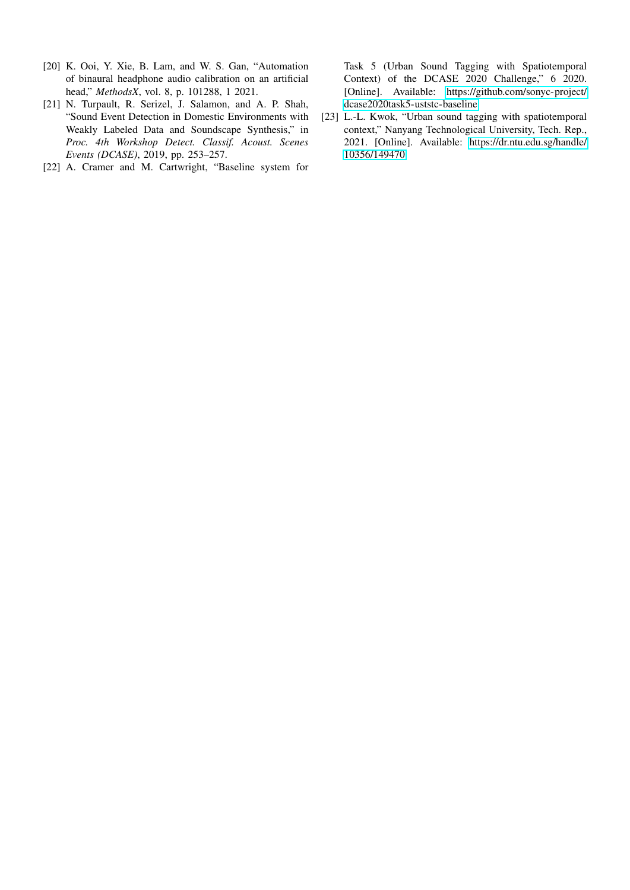[20] K. Ooi, Y. Xie, B. Lam, and W. S. Gan, "Automation of binaural headphone audio calibration on an artificial head," *MethodsX*, vol. 8, p. 101288, 1 2021.

[21] N. Turpault, R. Serizel, J. Salamon, and A. P. Shah, "Sound Event Detection in Domestic Environments with Weakly Labeled Data and Soundscape Synthesis," in *Proc. 4th Workshop Detect. Classif. Acoust. Scenes Events (DCASE)*, 2019, pp. 253–257.

[22] A. Cramer and M. Cartwright, "Baseline system for Task 5 (Urban Sound Tagging with Spatiotemporal Context) of the DCASE 2020 Challenge," 6 2020. [Online]. Available: https://github.com/sonyc-project/dcase2020task5-uststc-baseline

[23] L.-L. Kwok, "Urban sound tagging with spatiotemporal context," Nanyang Technological University, Tech. Rep., 2021. [Online]. Available: https://dr.ntu.edu.sg/handle/10356/149470